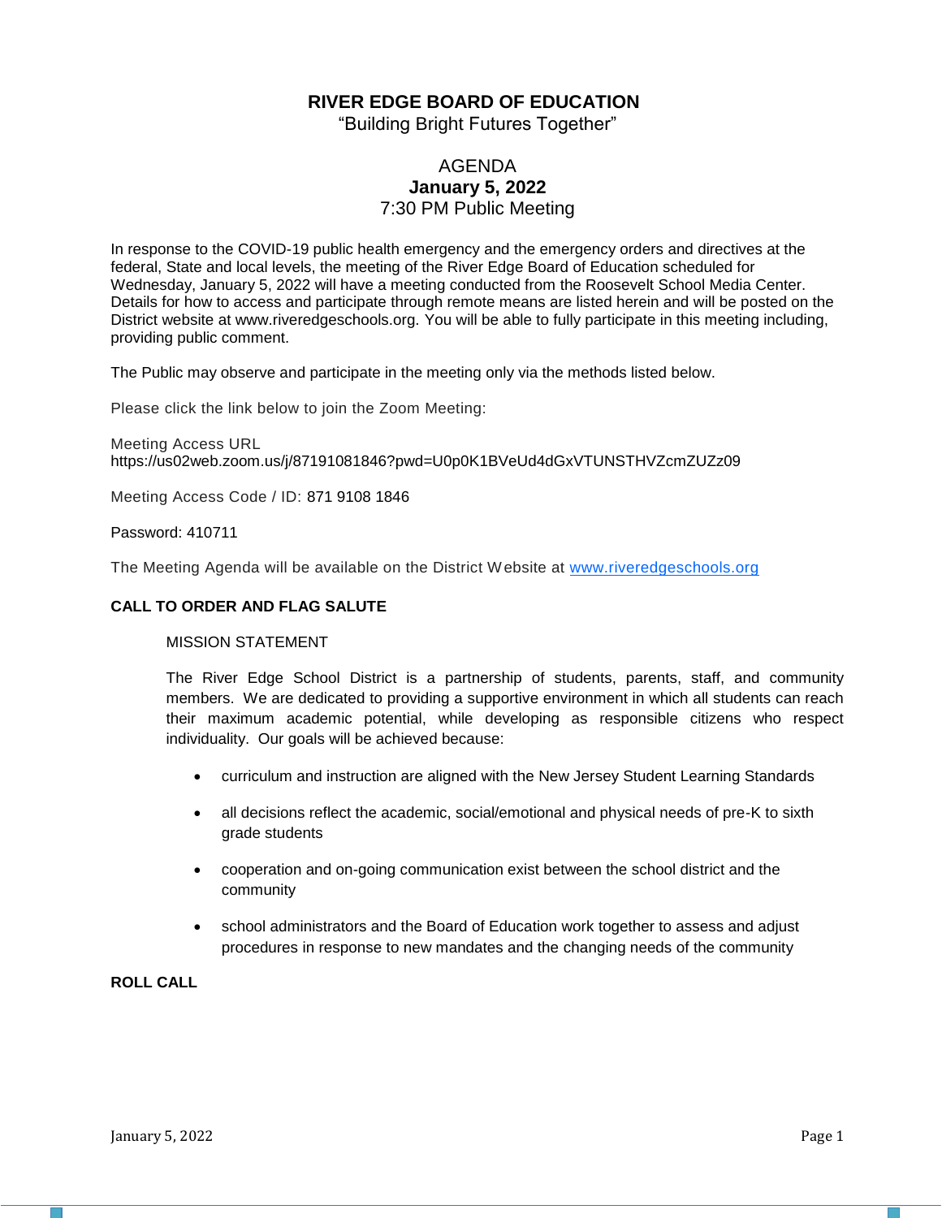# RIVER EDGE BOARD OF EDUCATION

"Building Bright Futures Together"

AGENDA

**January 5, 2022**

7:30 PM Public Meeting

In response to the COVID-19 public health emergency and the emergency orders and directives at the federal, State and local levels, the meeting of the River Edge Board of Education scheduled for Wednesday, January 5, 2022 will have a meeting conducted from the Roosevelt School Media Center. Details for how to access and participate through remote means are listed herein and will be posted on the District website at www.riveredgeschools.org. You will be able to fully participate in this meeting including, providing public comment.

The Public may observe and participate in the meeting only via the methods listed below.

Please click the link below to join the Zoom Meeting:

Meeting Access URL
https://us02web.zoom.us/j/87191081846?pwd=U0p0K1BVeUd4dGxVTUNSTHVZcmZUZz09

Meeting Access Code / ID: 871 9108 1846

Password: 410711

The Meeting Agenda will be available on the District Website at www.riveredgeschools.org

**CALL TO ORDER AND FLAG SALUTE**

MISSION STATEMENT

The River Edge School District is a partnership of students, parents, staff, and community members. We are dedicated to providing a supportive environment in which all students can reach their maximum academic potential, while developing as responsible citizens who respect individuality. Our goals will be achieved because:

- curriculum and instruction are aligned with the New Jersey Student Learning Standards
- all decisions reflect the academic, social/emotional and physical needs of pre-K to sixth grade students
- cooperation and on-going communication exist between the school district and the community
- school administrators and the Board of Education work together to assess and adjust procedures in response to new mandates and the changing needs of the community

**ROLL CALL**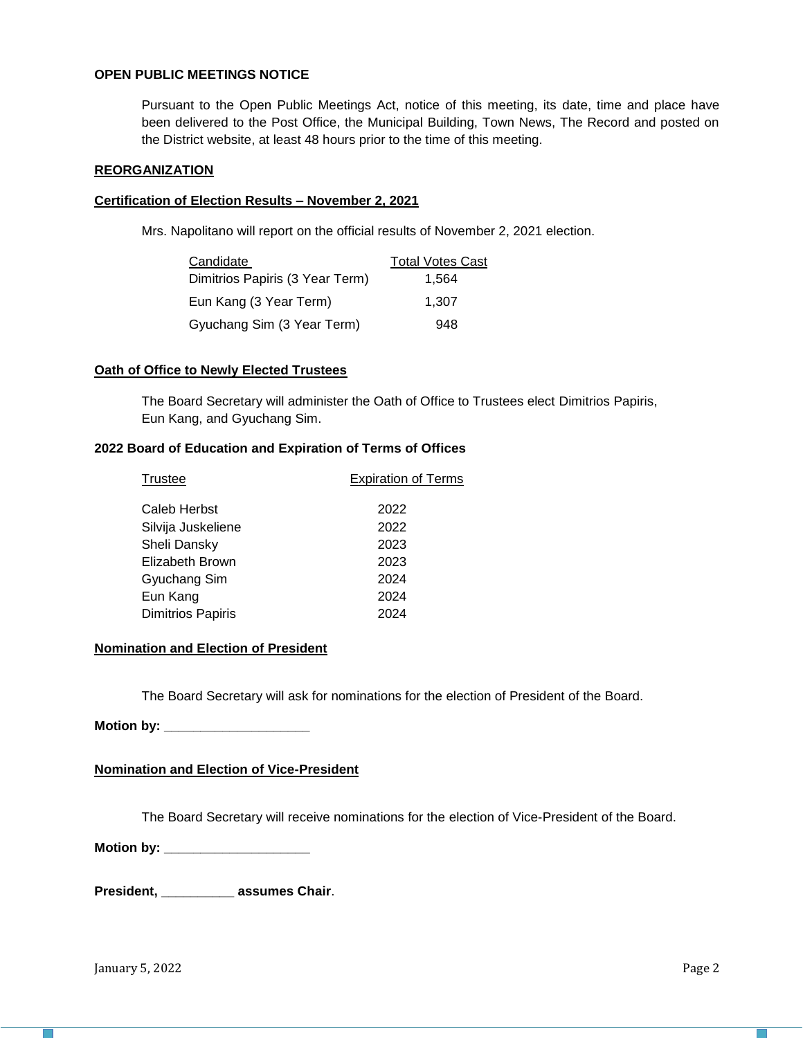## OPEN PUBLIC MEETINGS NOTICE

Pursuant to the Open Public Meetings Act, notice of this meeting, its date, time and place have been delivered to the Post Office, the Municipal Building, Town News, The Record and posted on the District website, at least 48 hours prior to the time of this meeting.

## REORGANIZATION

### Certification of Election Results – November 2, 2021

Mrs. Napolitano will report on the official results of November 2, 2021 election.

| Candidate | Total Votes Cast |
|---|---|
| Dimitrios Papiris (3 Year Term) | 1,564 |
| Eun Kang (3 Year Term) | 1,307 |
| Gyuchang Sim (3 Year Term) | 948 |

### Oath of Office to Newly Elected Trustees

The Board Secretary will administer the Oath of Office to Trustees elect Dimitrios Papiris, Eun Kang, and Gyuchang Sim.

### 2022 Board of Education and Expiration of Terms of Offices

| Trustee | Expiration of Terms |
|---|---|
| Caleb Herbst | 2022 |
| Silvija Juskeliene | 2022 |
| Sheli Dansky | 2023 |
| Elizabeth Brown | 2023 |
| Gyuchang Sim | 2024 |
| Eun Kang | 2024 |
| Dimitrios Papiris | 2024 |

### Nomination and Election of President

The Board Secretary will ask for nominations for the election of President of the Board.

**Motion by: ____________________**

### Nomination and Election of Vice-President

The Board Secretary will receive nominations for the election of Vice-President of the Board.

**Motion by: ____________________**

**President, __________ assumes Chair**.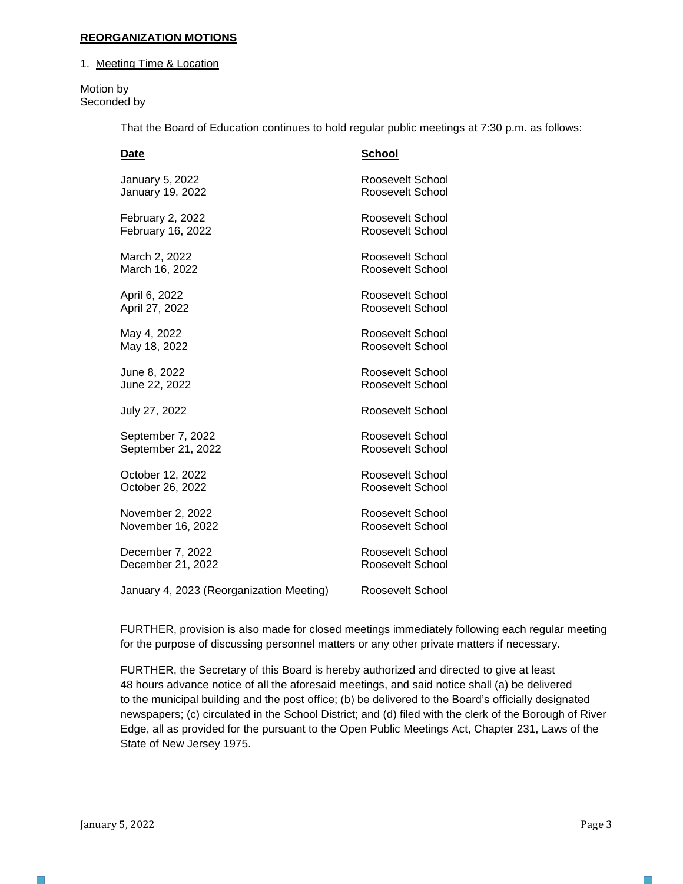**REORGANIZATION MOTIONS**

1. Meeting Time & Location

Motion by
Seconded by

That the Board of Education continues to hold regular public meetings at 7:30 p.m. as follows:

| **Date** | **School** |
| --- | --- |
| January 5, 2022 | Roosevelt School |
| January 19, 2022 | Roosevelt School |
| February 2, 2022 | Roosevelt School |
| February 16, 2022 | Roosevelt School |
| March 2, 2022 | Roosevelt School |
| March 16, 2022 | Roosevelt School |
| April 6, 2022 | Roosevelt School |
| April 27, 2022 | Roosevelt School |
| May 4, 2022 | Roosevelt School |
| May 18, 2022 | Roosevelt School |
| June 8, 2022 | Roosevelt School |
| June 22, 2022 | Roosevelt School |
| July 27, 2022 | Roosevelt School |
| September 7, 2022 | Roosevelt School |
| September 21, 2022 | Roosevelt School |
| October 12, 2022 | Roosevelt School |
| October 26, 2022 | Roosevelt School |
| November 2, 2022 | Roosevelt School |
| November 16, 2022 | Roosevelt School |
| December 7, 2022 | Roosevelt School |
| December 21, 2022 | Roosevelt School |
| January 4, 2023 (Reorganization Meeting) | Roosevelt School |

FURTHER, provision is also made for closed meetings immediately following each regular meeting for the purpose of discussing personnel matters or any other private matters if necessary.

FURTHER, the Secretary of this Board is hereby authorized and directed to give at least 48 hours advance notice of all the aforesaid meetings, and said notice shall (a) be delivered to the municipal building and the post office; (b) be delivered to the Board's officially designated newspapers; (c) circulated in the School District; and (d) filed with the clerk of the Borough of River Edge, all as provided for the pursuant to the Open Public Meetings Act, Chapter 231, Laws of the State of New Jersey 1975.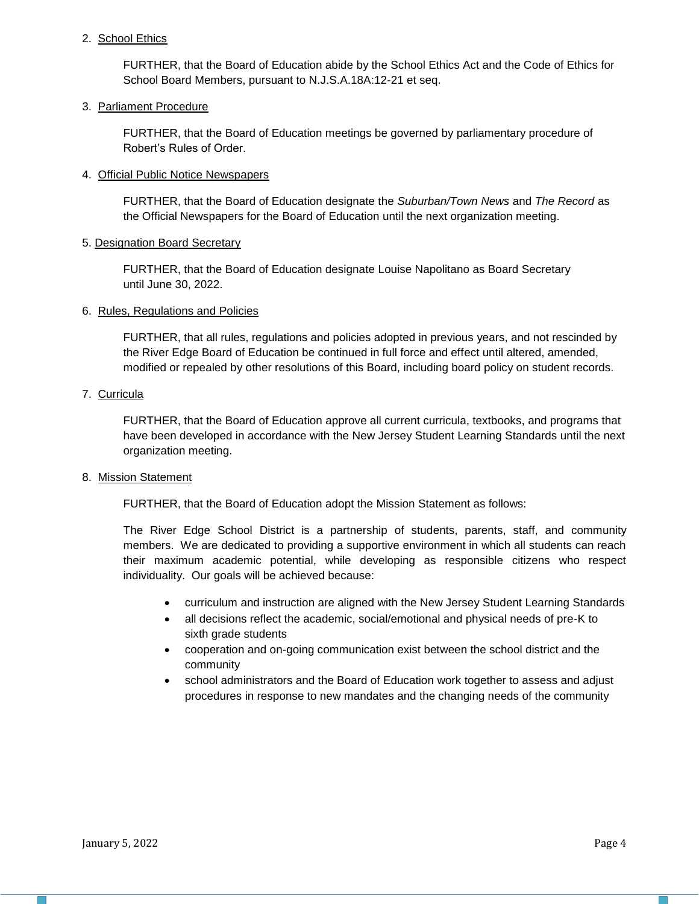2. <u>School Ethics</u>

   FURTHER, that the Board of Education abide by the School Ethics Act and the Code of Ethics for School Board Members, pursuant to N.J.S.A.18A:12-21 et seq.

3. <u>Parliament Procedure</u>

   FURTHER, that the Board of Education meetings be governed by parliamentary procedure of Robert's Rules of Order.

4. <u>Official Public Notice Newspapers</u>

   FURTHER, that the Board of Education designate the *Suburban/Town News* and *The Record* as the Official Newspapers for the Board of Education until the next organization meeting.

5. <u>Designation Board Secretary</u>

   FURTHER, that the Board of Education designate Louise Napolitano as Board Secretary until June 30, 2022.

6. <u>Rules, Regulations and Policies</u>

   FURTHER, that all rules, regulations and policies adopted in previous years, and not rescinded by the River Edge Board of Education be continued in full force and effect until altered, amended, modified or repealed by other resolutions of this Board, including board policy on student records.

7. <u>Curricula</u>

   FURTHER, that the Board of Education approve all current curricula, textbooks, and programs that have been developed in accordance with the New Jersey Student Learning Standards until the next organization meeting.

8. <u>Mission Statement</u>

   FURTHER, that the Board of Education adopt the Mission Statement as follows:

   The River Edge School District is a partnership of students, parents, staff, and community members. We are dedicated to providing a supportive environment in which all students can reach their maximum academic potential, while developing as responsible citizens who respect individuality. Our goals will be achieved because:

   - curriculum and instruction are aligned with the New Jersey Student Learning Standards
   - all decisions reflect the academic, social/emotional and physical needs of pre-K to sixth grade students
   - cooperation and on-going communication exist between the school district and the community
   - school administrators and the Board of Education work together to assess and adjust procedures in response to new mandates and the changing needs of the community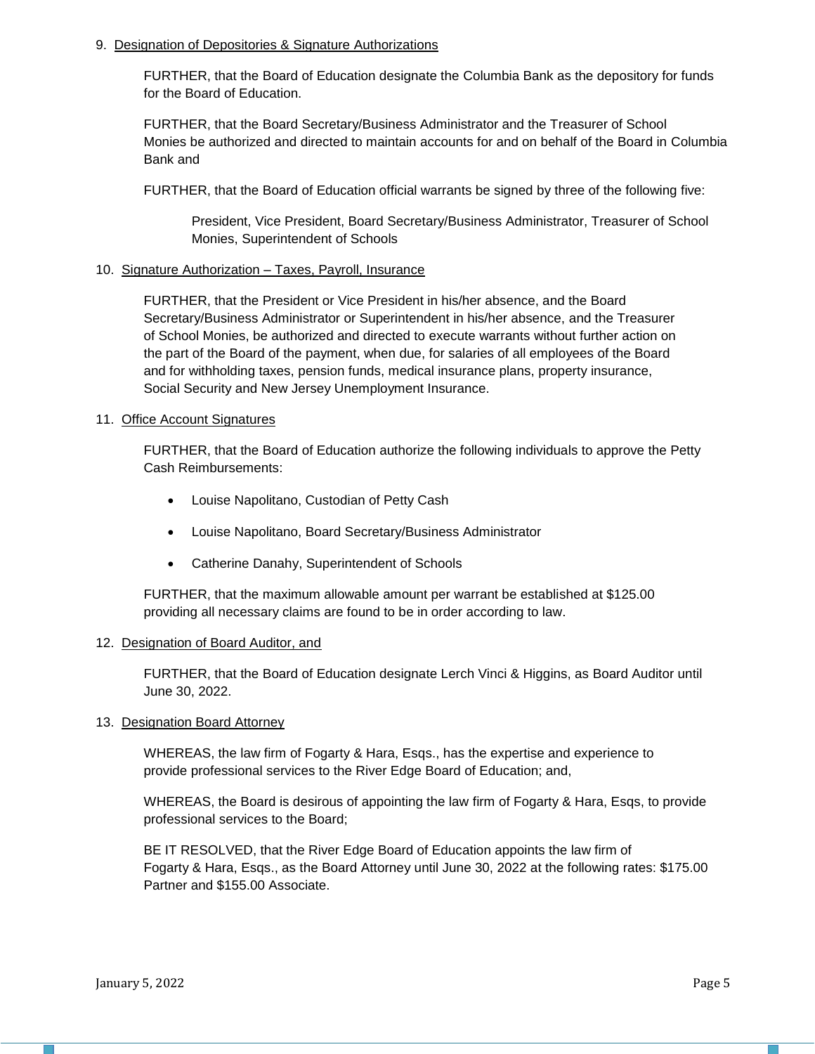9. <u>Designation of Depositories & Signature Authorizations</u>

   FURTHER, that the Board of Education designate the Columbia Bank as the depository for funds for the Board of Education.

   FURTHER, that the Board Secretary/Business Administrator and the Treasurer of School Monies be authorized and directed to maintain accounts for and on behalf of the Board in Columbia Bank and

   FURTHER, that the Board of Education official warrants be signed by three of the following five:

   > President, Vice President, Board Secretary/Business Administrator, Treasurer of School Monies, Superintendent of Schools

10. <u>Signature Authorization – Taxes, Payroll, Insurance</u>

    FURTHER, that the President or Vice President in his/her absence, and the Board Secretary/Business Administrator or Superintendent in his/her absence, and the Treasurer of School Monies, be authorized and directed to execute warrants without further action on the part of the Board of the payment, when due, for salaries of all employees of the Board and for withholding taxes, pension funds, medical insurance plans, property insurance, Social Security and New Jersey Unemployment Insurance.

11. <u>Office Account Signatures</u>

    FURTHER, that the Board of Education authorize the following individuals to approve the Petty Cash Reimbursements:

    - Louise Napolitano, Custodian of Petty Cash
    - Louise Napolitano, Board Secretary/Business Administrator
    - Catherine Danahy, Superintendent of Schools

    FURTHER, that the maximum allowable amount per warrant be established at $125.00 providing all necessary claims are found to be in order according to law.

12. <u>Designation of Board Auditor, and</u>

    FURTHER, that the Board of Education designate Lerch Vinci & Higgins, as Board Auditor until June 30, 2022.

13. <u>Designation Board Attorney</u>

    WHEREAS, the law firm of Fogarty & Hara, Esqs., has the expertise and experience to provide professional services to the River Edge Board of Education; and,

    WHEREAS, the Board is desirous of appointing the law firm of Fogarty & Hara, Esqs, to provide professional services to the Board;

    BE IT RESOLVED, that the River Edge Board of Education appoints the law firm of Fogarty & Hara, Esqs., as the Board Attorney until June 30, 2022 at the following rates: $175.00 Partner and $155.00 Associate.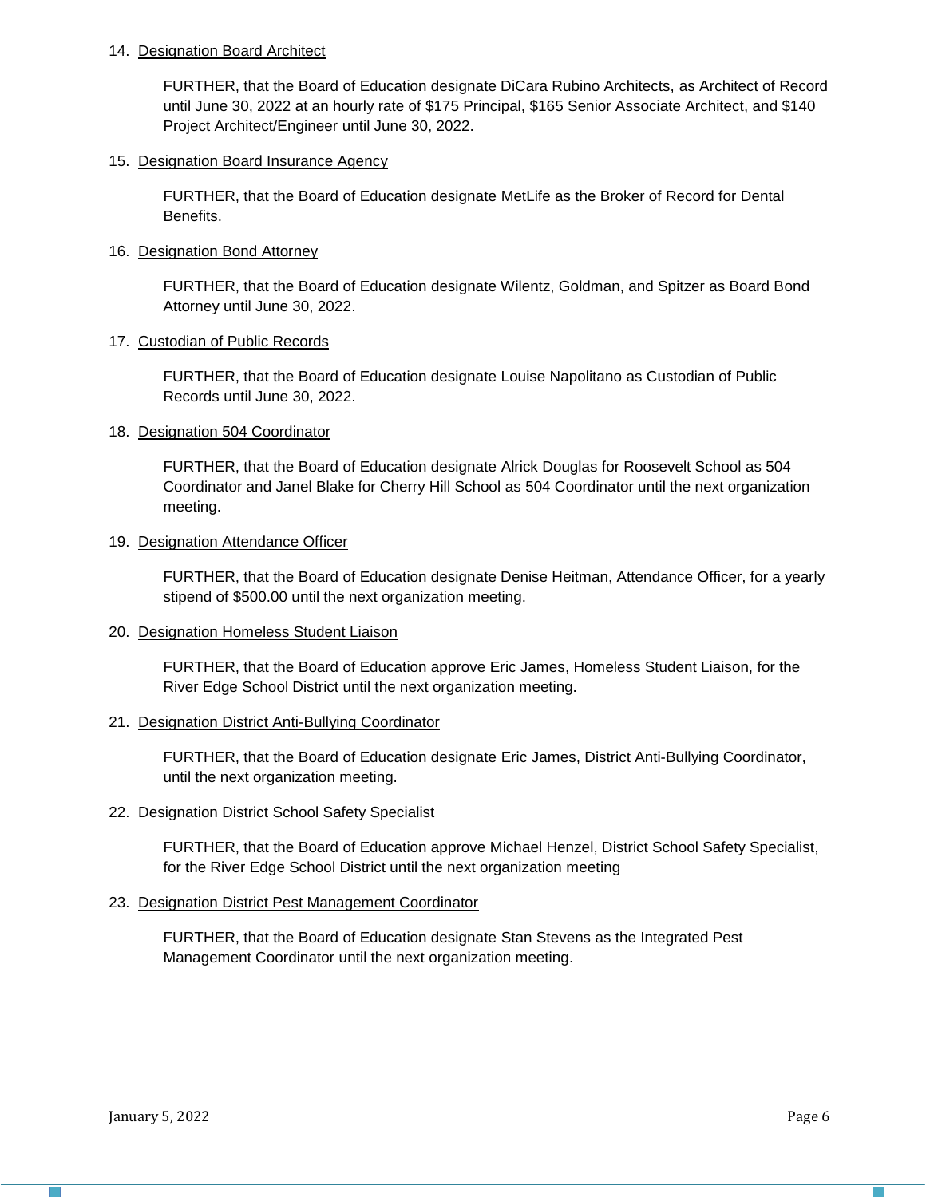14. <u>Designation Board Architect</u>

    FURTHER, that the Board of Education designate DiCara Rubino Architects, as Architect of Record until June 30, 2022 at an hourly rate of $175 Principal, $165 Senior Associate Architect, and $140 Project Architect/Engineer until June 30, 2022.

15. <u>Designation Board Insurance Agency</u>

    FURTHER, that the Board of Education designate MetLife as the Broker of Record for Dental Benefits.

16. <u>Designation Bond Attorney</u>

    FURTHER, that the Board of Education designate Wilentz, Goldman, and Spitzer as Board Bond Attorney until June 30, 2022.

17. <u>Custodian of Public Records</u>

    FURTHER, that the Board of Education designate Louise Napolitano as Custodian of Public Records until June 30, 2022.

18. <u>Designation 504 Coordinator</u>

    FURTHER, that the Board of Education designate Alrick Douglas for Roosevelt School as 504 Coordinator and Janel Blake for Cherry Hill School as 504 Coordinator until the next organization meeting.

19. <u>Designation Attendance Officer</u>

    FURTHER, that the Board of Education designate Denise Heitman, Attendance Officer, for a yearly stipend of $500.00 until the next organization meeting.

20. <u>Designation Homeless Student Liaison</u>

    FURTHER, that the Board of Education approve Eric James, Homeless Student Liaison, for the River Edge School District until the next organization meeting.

21. <u>Designation District Anti-Bullying Coordinator</u>

    FURTHER, that the Board of Education designate Eric James, District Anti-Bullying Coordinator, until the next organization meeting.

22. <u>Designation District School Safety Specialist</u>

    FURTHER, that the Board of Education approve Michael Henzel, District School Safety Specialist, for the River Edge School District until the next organization meeting

23. <u>Designation District Pest Management Coordinator</u>

    FURTHER, that the Board of Education designate Stan Stevens as the Integrated Pest Management Coordinator until the next organization meeting.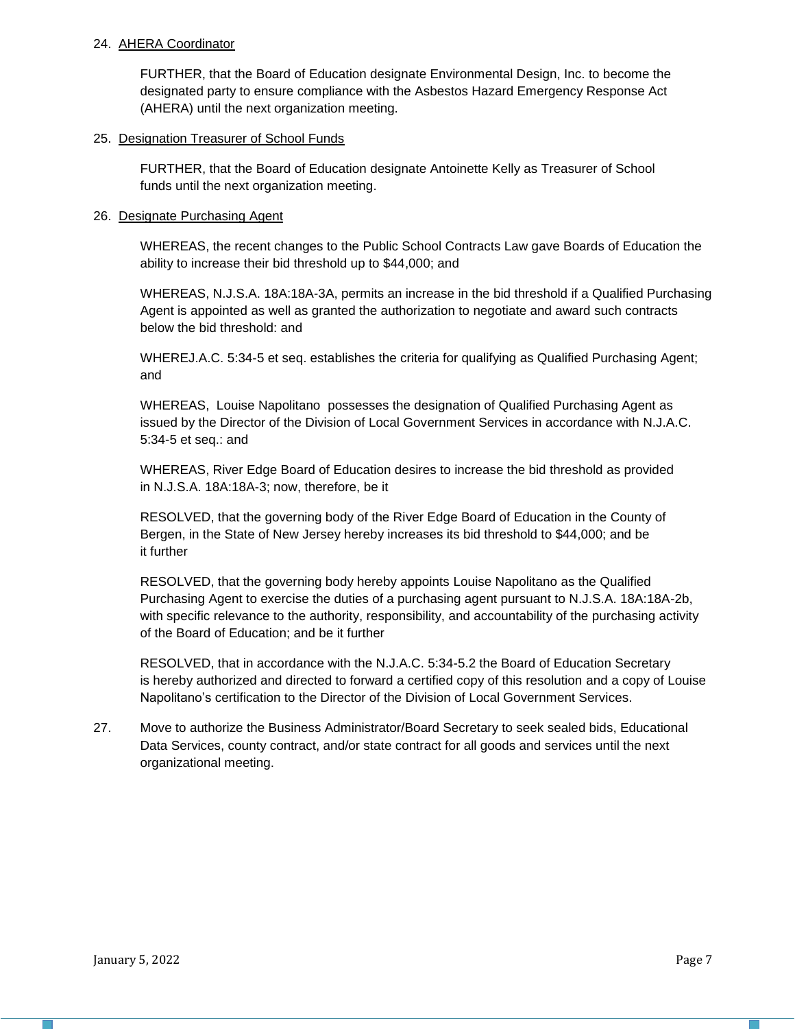24. <u>AHERA Coordinator</u>

    FURTHER, that the Board of Education designate Environmental Design, Inc. to become the designated party to ensure compliance with the Asbestos Hazard Emergency Response Act (AHERA) until the next organization meeting.

25. <u>Designation Treasurer of School Funds</u>

    FURTHER, that the Board of Education designate Antoinette Kelly as Treasurer of School funds until the next organization meeting.

26. <u>Designate Purchasing Agent</u>

    WHEREAS, the recent changes to the Public School Contracts Law gave Boards of Education the ability to increase their bid threshold up to $44,000; and

    WHEREAS, N.J.S.A. 18A:18A-3A, permits an increase in the bid threshold if a Qualified Purchasing Agent is appointed as well as granted the authorization to negotiate and award such contracts below the bid threshold: and

    WHEREJ.A.C. 5:34-5 et seq. establishes the criteria for qualifying as Qualified Purchasing Agent; and

    WHEREAS, Louise Napolitano possesses the designation of Qualified Purchasing Agent as issued by the Director of the Division of Local Government Services in accordance with N.J.A.C. 5:34-5 et seq.: and

    WHEREAS, River Edge Board of Education desires to increase the bid threshold as provided in N.J.S.A. 18A:18A-3; now, therefore, be it

    RESOLVED, that the governing body of the River Edge Board of Education in the County of Bergen, in the State of New Jersey hereby increases its bid threshold to $44,000; and be it further

    RESOLVED, that the governing body hereby appoints Louise Napolitano as the Qualified Purchasing Agent to exercise the duties of a purchasing agent pursuant to N.J.S.A. 18A:18A-2b, with specific relevance to the authority, responsibility, and accountability of the purchasing activity of the Board of Education; and be it further

    RESOLVED, that in accordance with the N.J.A.C. 5:34-5.2 the Board of Education Secretary is hereby authorized and directed to forward a certified copy of this resolution and a copy of Louise Napolitano's certification to the Director of the Division of Local Government Services.

27. Move to authorize the Business Administrator/Board Secretary to seek sealed bids, Educational Data Services, county contract, and/or state contract for all goods and services until the next organizational meeting.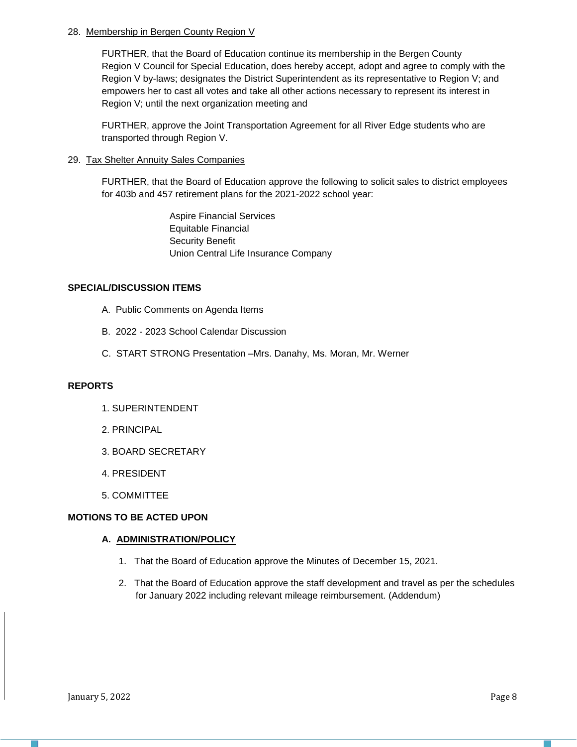28. <u>Membership in Bergen County Region V</u>

    FURTHER, that the Board of Education continue its membership in the Bergen County Region V Council for Special Education, does hereby accept, adopt and agree to comply with the Region V by-laws; designates the District Superintendent as its representative to Region V; and empowers her to cast all votes and take all other actions necessary to represent its interest in Region V; until the next organization meeting and

    FURTHER, approve the Joint Transportation Agreement for all River Edge students who are transported through Region V.

29. <u>Tax Shelter Annuity Sales Companies</u>

    FURTHER, that the Board of Education approve the following to solicit sales to district employees for 403b and 457 retirement plans for the 2021-2022 school year:

    Aspire Financial Services
    Equitable Financial
    Security Benefit
    Union Central Life Insurance Company

## SPECIAL/DISCUSSION ITEMS

A. Public Comments on Agenda Items

B. 2022 - 2023 School Calendar Discussion

C. START STRONG Presentation –Mrs. Danahy, Ms. Moran, Mr. Werner

## REPORTS

1. SUPERINTENDENT
2. PRINCIPAL
3. BOARD SECRETARY
4. PRESIDENT
5. COMMITTEE

## MOTIONS TO BE ACTED UPON

### A. <u>ADMINISTRATION/POLICY</u>

1. That the Board of Education approve the Minutes of December 15, 2021.
2. That the Board of Education approve the staff development and travel as per the schedules for January 2022 including relevant mileage reimbursement. (Addendum)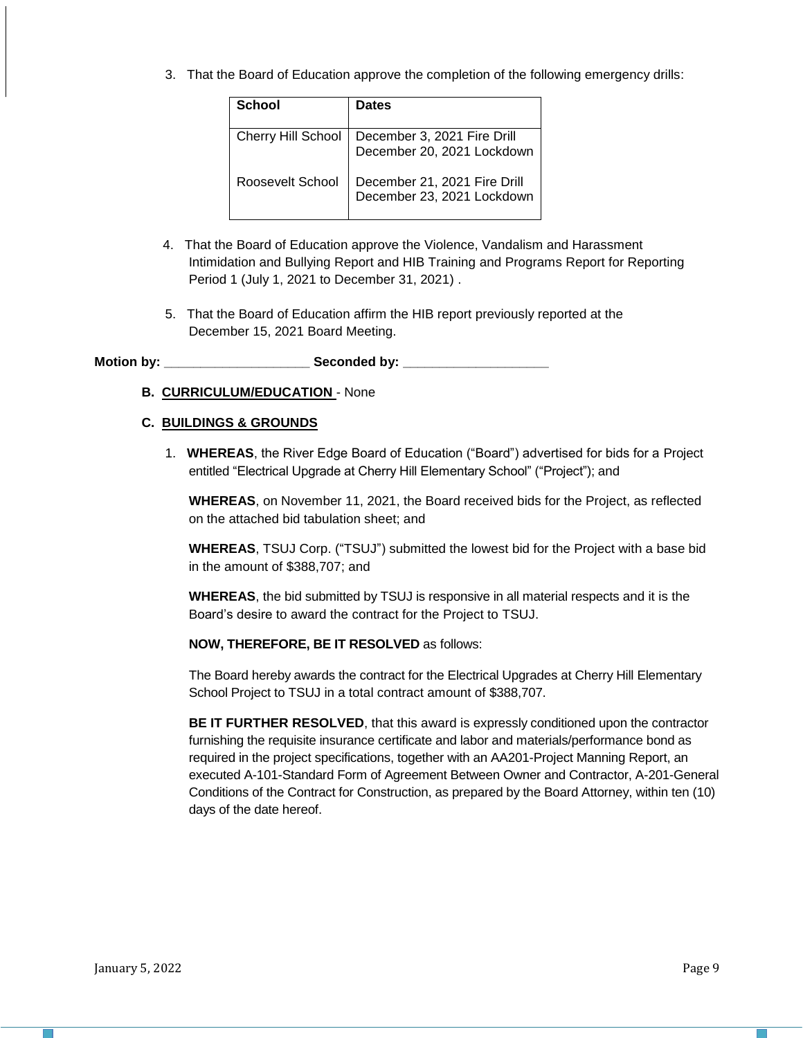3. That the Board of Education approve the completion of the following emergency drills:

| School | Dates |
|---|---|
| Cherry Hill School | December 3, 2021 Fire Drill<br>December 20, 2021 Lockdown |
| Roosevelt School | December 21, 2021 Fire Drill<br>December 23, 2021 Lockdown |

4. That the Board of Education approve the Violence, Vandalism and Harassment Intimidation and Bullying Report and HIB Training and Programs Report for Reporting Period 1 (July 1, 2021 to December 31, 2021) .

5. That the Board of Education affirm the HIB report previously reported at the December 15, 2021 Board Meeting.

**Motion by: ____________________ Seconded by: ____________________**

**B. CURRICULUM/EDUCATION** - None

**C. BUILDINGS & GROUNDS**

1. **WHEREAS**, the River Edge Board of Education ("Board") advertised for bids for a Project entitled "Electrical Upgrade at Cherry Hill Elementary School" ("Project"); and

   **WHEREAS**, on November 11, 2021, the Board received bids for the Project, as reflected on the attached bid tabulation sheet; and

   **WHEREAS**, TSUJ Corp. ("TSUJ") submitted the lowest bid for the Project with a base bid in the amount of $388,707; and

   **WHEREAS**, the bid submitted by TSUJ is responsive in all material respects and it is the Board's desire to award the contract for the Project to TSUJ.

   **NOW, THEREFORE, BE IT RESOLVED** as follows:

   The Board hereby awards the contract for the Electrical Upgrades at Cherry Hill Elementary School Project to TSUJ in a total contract amount of $388,707.

   **BE IT FURTHER RESOLVED**, that this award is expressly conditioned upon the contractor furnishing the requisite insurance certificate and labor and materials/performance bond as required in the project specifications, together with an AA201-Project Manning Report, an executed A-101-Standard Form of Agreement Between Owner and Contractor, A-201-General Conditions of the Contract for Construction, as prepared by the Board Attorney, within ten (10) days of the date hereof.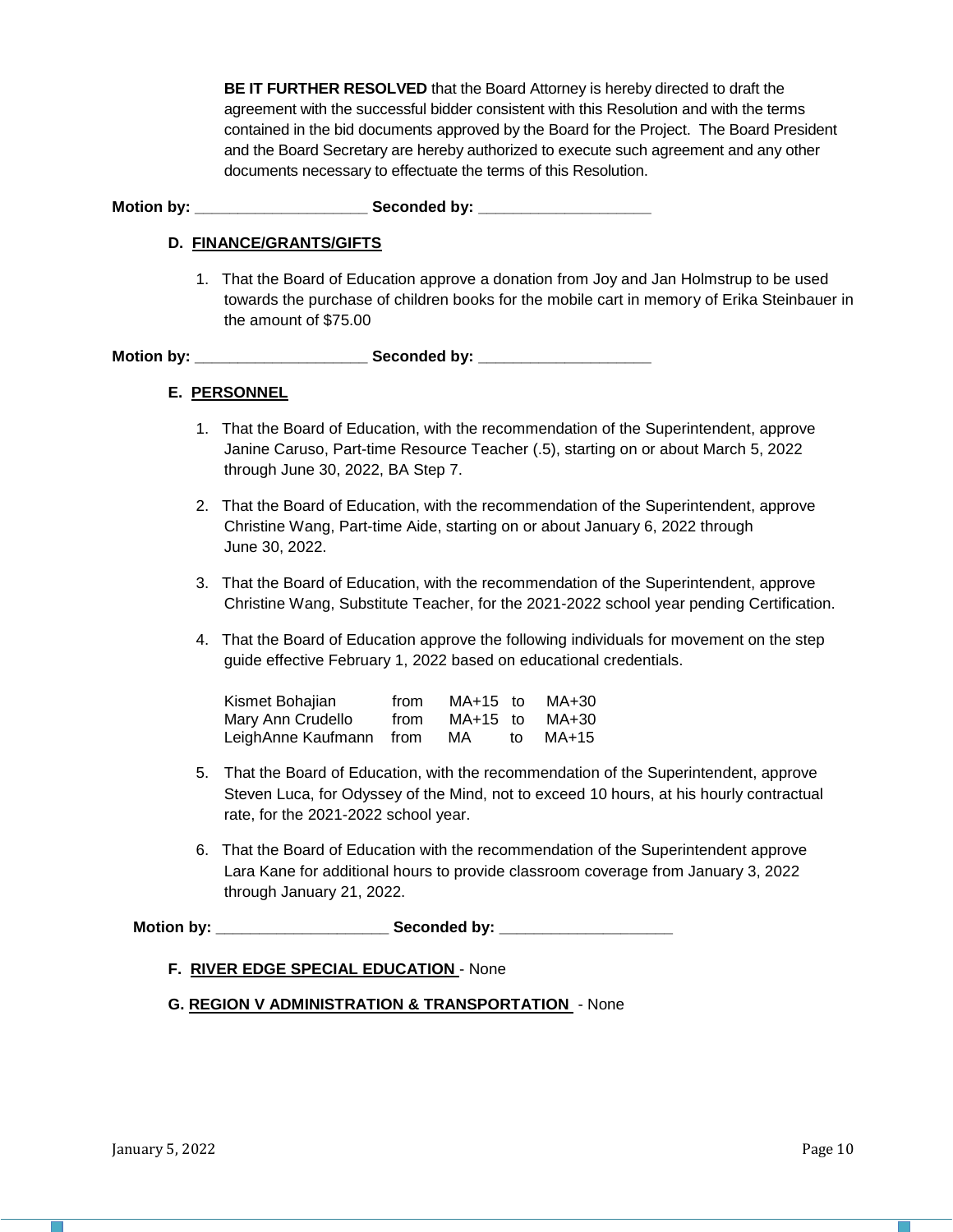**BE IT FURTHER RESOLVED** that the Board Attorney is hereby directed to draft the agreement with the successful bidder consistent with this Resolution and with the terms contained in the bid documents approved by the Board for the Project. The Board President and the Board Secretary are hereby authorized to execute such agreement and any other documents necessary to effectuate the terms of this Resolution.

**Motion by: ____________________ Seconded by: ____________________**

**D. FINANCE/GRANTS/GIFTS**

1. That the Board of Education approve a donation from Joy and Jan Holmstrup to be used towards the purchase of children books for the mobile cart in memory of Erika Steinbauer in the amount of $75.00

**Motion by: ____________________ Seconded by: ____________________**

**E. PERSONNEL**

1. That the Board of Education, with the recommendation of the Superintendent, approve Janine Caruso, Part-time Resource Teacher (.5), starting on or about March 5, 2022 through June 30, 2022, BA Step 7.

2. That the Board of Education, with the recommendation of the Superintendent, approve Christine Wang, Part-time Aide, starting on or about January 6, 2022 through June 30, 2022.

3. That the Board of Education, with the recommendation of the Superintendent, approve Christine Wang, Substitute Teacher, for the 2021-2022 school year pending Certification.

4. That the Board of Education approve the following individuals for movement on the step guide effective February 1, 2022 based on educational credentials.

| Name | | | | |
|---|---|---|---|---|
| Kismet Bohajian | from | MA+15 | to | MA+30 |
| Mary Ann Crudello | from | MA+15 | to | MA+30 |
| LeighAnne Kaufmann | from | MA | to | MA+15 |

5. That the Board of Education, with the recommendation of the Superintendent, approve Steven Luca, for Odyssey of the Mind, not to exceed 10 hours, at his hourly contractual rate, for the 2021-2022 school year.

6. That the Board of Education with the recommendation of the Superintendent approve Lara Kane for additional hours to provide classroom coverage from January 3, 2022 through January 21, 2022.

**Motion by: ____________________ Seconded by: ____________________**

**F. RIVER EDGE SPECIAL EDUCATION** - None

**G. REGION V ADMINISTRATION & TRANSPORTATION** - None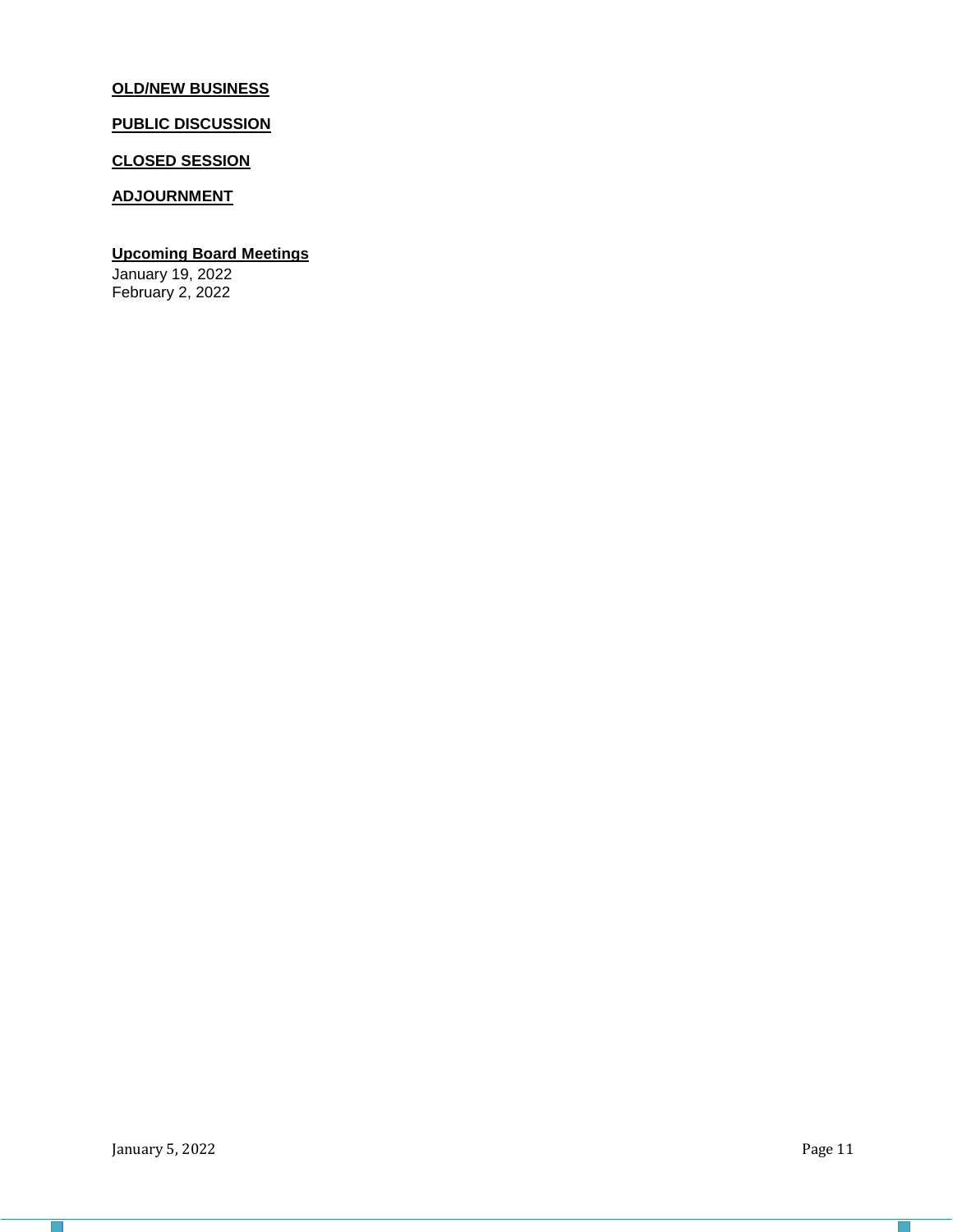**OLD/NEW BUSINESS**

**PUBLIC DISCUSSION**

**CLOSED SESSION**

**ADJOURNMENT**

**Upcoming Board Meetings**

January 19, 2022
February 2, 2022